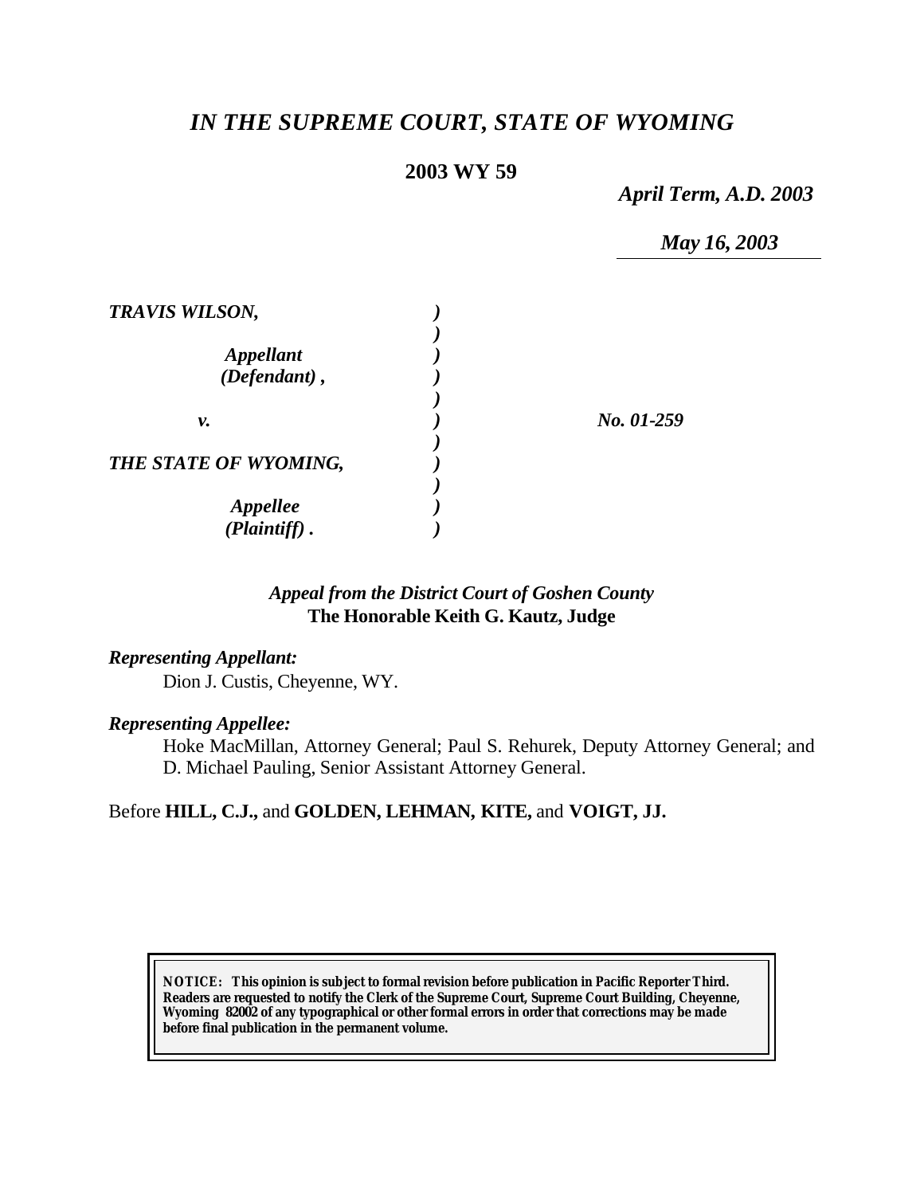# *IN THE SUPREME COURT, STATE OF WYOMING*

**2003 WY 59**

*April Term, A.D. 2003*

*May 16, 2003*

| | | |
|---|---|---|
| ***TRAVIS WILSON,*** | ***)*** | |
| | ***)*** | |
| ***Appellant*** | ***)*** | |
| ***(Defendant) ,*** | ***)*** | |
| | ***)*** | |
| ***v.*** | ***)*** | ***No. 01-259*** |
| | ***)*** | |
| ***THE STATE OF WYOMING,*** | ***)*** | |
| | ***)*** | |
| ***Appellee*** | ***)*** | |
| ***(Plaintiff) .*** | ***)*** | |

*Appeal from the District Court of Goshen County*
**The Honorable Keith G. Kautz, Judge**

***Representing Appellant:***

Dion J. Custis, Cheyenne, WY.

***Representing Appellee:***

Hoke MacMillan, Attorney General; Paul S. Rehurek, Deputy Attorney General; and D. Michael Pauling, Senior Assistant Attorney General.

Before **HILL, C.J.,** and **GOLDEN, LEHMAN, KITE,** and **VOIGT, JJ.**

**NOTICE: This opinion is subject to formal revision before publication in Pacific Reporter Third. Readers are requested to notify the Clerk of the Supreme Court, Supreme Court Building, Cheyenne, Wyoming 82002 of any typographical or other formal errors in order that corrections may be made before final publication in the permanent volume.**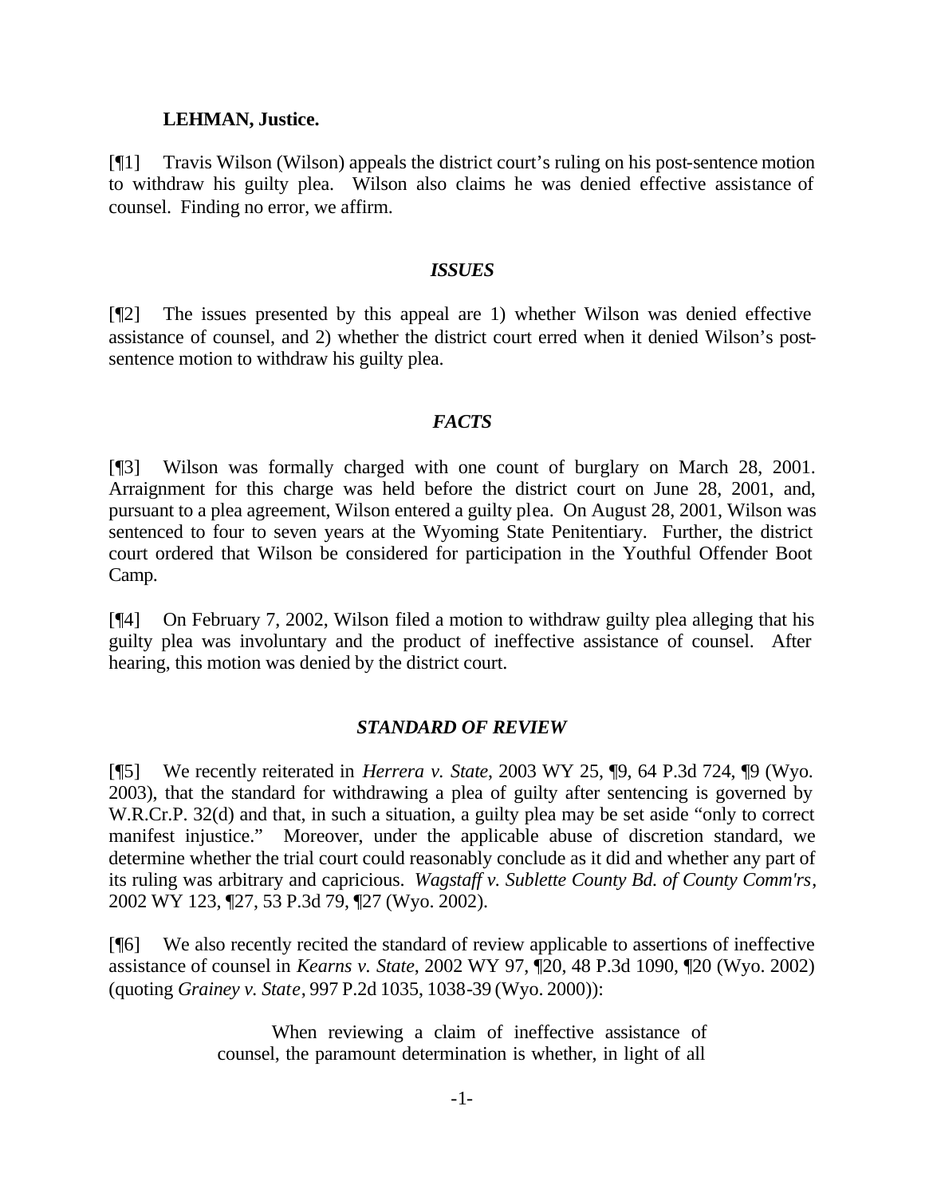**LEHMAN, Justice.**

[¶1] Travis Wilson (Wilson) appeals the district court's ruling on his post-sentence motion to withdraw his guilty plea. Wilson also claims he was denied effective assistance of counsel. Finding no error, we affirm.

## *ISSUES*

[¶2] The issues presented by this appeal are 1) whether Wilson was denied effective assistance of counsel, and 2) whether the district court erred when it denied Wilson's post-sentence motion to withdraw his guilty plea.

## *FACTS*

[¶3] Wilson was formally charged with one count of burglary on March 28, 2001. Arraignment for this charge was held before the district court on June 28, 2001, and, pursuant to a plea agreement, Wilson entered a guilty plea. On August 28, 2001, Wilson was sentenced to four to seven years at the Wyoming State Penitentiary. Further, the district court ordered that Wilson be considered for participation in the Youthful Offender Boot Camp.

[¶4] On February 7, 2002, Wilson filed a motion to withdraw guilty plea alleging that his guilty plea was involuntary and the product of ineffective assistance of counsel. After hearing, this motion was denied by the district court.

## *STANDARD OF REVIEW*

[¶5] We recently reiterated in *Herrera v. State*, 2003 WY 25, ¶9, 64 P.3d 724, ¶9 (Wyo. 2003), that the standard for withdrawing a plea of guilty after sentencing is governed by W.R.Cr.P. 32(d) and that, in such a situation, a guilty plea may be set aside "only to correct manifest injustice." Moreover, under the applicable abuse of discretion standard, we determine whether the trial court could reasonably conclude as it did and whether any part of its ruling was arbitrary and capricious. *Wagstaff v. Sublette County Bd. of County Comm'rs*, 2002 WY 123, ¶27, 53 P.3d 79, ¶27 (Wyo. 2002).

[¶6] We also recently recited the standard of review applicable to assertions of ineffective assistance of counsel in *Kearns v. State*, 2002 WY 97, ¶20, 48 P.3d 1090, ¶20 (Wyo. 2002) (quoting *Grainey v. State*, 997 P.2d 1035, 1038-39 (Wyo. 2000)):

> When reviewing a claim of ineffective assistance of counsel, the paramount determination is whether, in light of all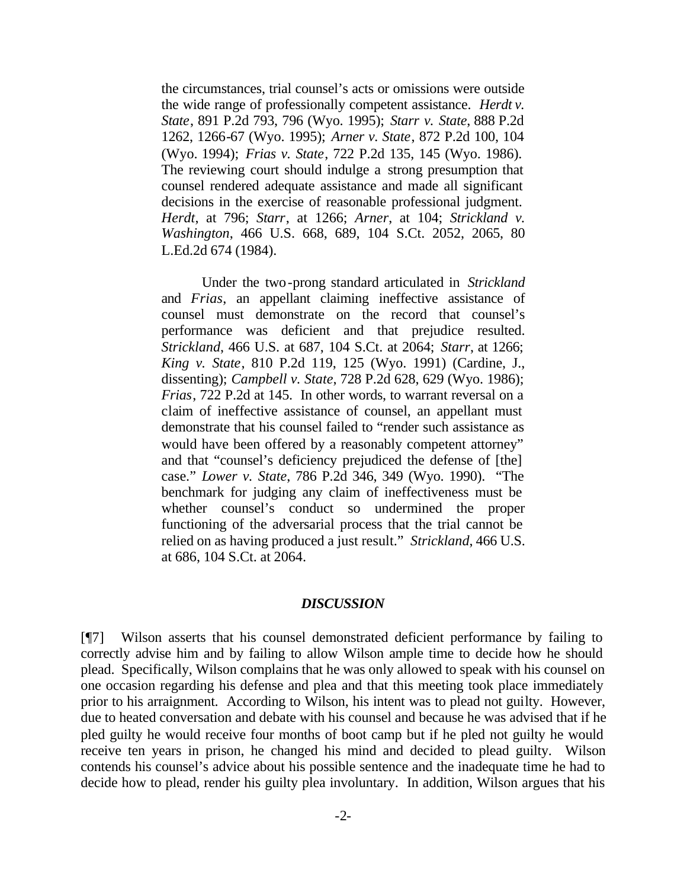the circumstances, trial counsel's acts or omissions were outside the wide range of professionally competent assistance. *Herdt v. State*, 891 P.2d 793, 796 (Wyo. 1995); *Starr v. State*, 888 P.2d 1262, 1266-67 (Wyo. 1995); *Arner v. State*, 872 P.2d 100, 104 (Wyo. 1994); *Frias v. State*, 722 P.2d 135, 145 (Wyo. 1986). The reviewing court should indulge a strong presumption that counsel rendered adequate assistance and made all significant decisions in the exercise of reasonable professional judgment. *Herdt*, at 796; *Starr*, at 1266; *Arner*, at 104; *Strickland v. Washington*, 466 U.S. 668, 689, 104 S.Ct. 2052, 2065, 80 L.Ed.2d 674 (1984).

> Under the two-prong standard articulated in *Strickland* and *Frias*, an appellant claiming ineffective assistance of counsel must demonstrate on the record that counsel's performance was deficient and that prejudice resulted. *Strickland*, 466 U.S. at 687, 104 S.Ct. at 2064; *Starr*, at 1266; *King v. State*, 810 P.2d 119, 125 (Wyo. 1991) (Cardine, J., dissenting); *Campbell v. State*, 728 P.2d 628, 629 (Wyo. 1986); *Frias*, 722 P.2d at 145. In other words, to warrant reversal on a claim of ineffective assistance of counsel, an appellant must demonstrate that his counsel failed to "render such assistance as would have been offered by a reasonably competent attorney" and that "counsel's deficiency prejudiced the defense of [the] case." *Lower v. State*, 786 P.2d 346, 349 (Wyo. 1990). "The benchmark for judging any claim of ineffectiveness must be whether counsel's conduct so undermined the proper functioning of the adversarial process that the trial cannot be relied on as having produced a just result." *Strickland*, 466 U.S. at 686, 104 S.Ct. at 2064.

## *DISCUSSION*

[¶7] Wilson asserts that his counsel demonstrated deficient performance by failing to correctly advise him and by failing to allow Wilson ample time to decide how he should plead. Specifically, Wilson complains that he was only allowed to speak with his counsel on one occasion regarding his defense and plea and that this meeting took place immediately prior to his arraignment. According to Wilson, his intent was to plead not guilty. However, due to heated conversation and debate with his counsel and because he was advised that if he pled guilty he would receive four months of boot camp but if he pled not guilty he would receive ten years in prison, he changed his mind and decided to plead guilty. Wilson contends his counsel's advice about his possible sentence and the inadequate time he had to decide how to plead, render his guilty plea involuntary. In addition, Wilson argues that his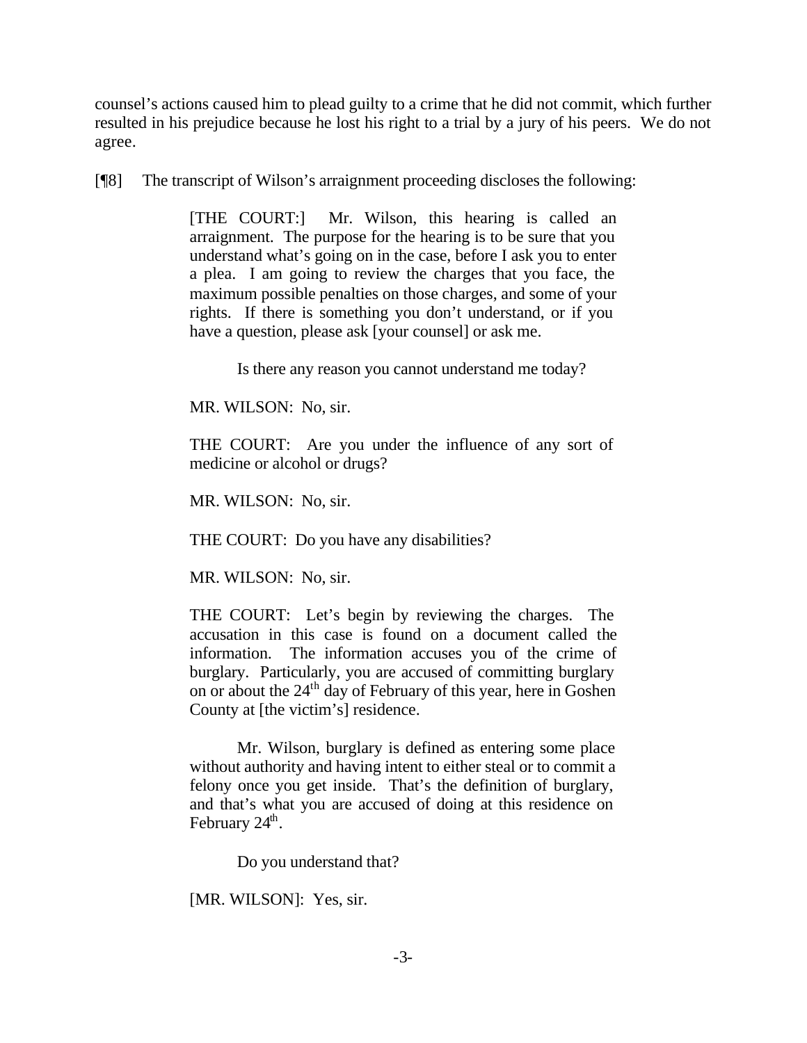counsel's actions caused him to plead guilty to a crime that he did not commit, which further resulted in his prejudice because he lost his right to a trial by a jury of his peers. We do not agree.

[¶8] The transcript of Wilson's arraignment proceeding discloses the following:

> [THE COURT:] Mr. Wilson, this hearing is called an arraignment. The purpose for the hearing is to be sure that you understand what's going on in the case, before I ask you to enter a plea. I am going to review the charges that you face, the maximum possible penalties on those charges, and some of your rights. If there is something you don't understand, or if you have a question, please ask [your counsel] or ask me.
>
> Is there any reason you cannot understand me today?
>
> MR. WILSON: No, sir.
>
> THE COURT: Are you under the influence of any sort of medicine or alcohol or drugs?
>
> MR. WILSON: No, sir.
>
> THE COURT: Do you have any disabilities?
>
> MR. WILSON: No, sir.
>
> THE COURT: Let's begin by reviewing the charges. The accusation in this case is found on a document called the information. The information accuses you of the crime of burglary. Particularly, you are accused of committing burglary on or about the 24th day of February of this year, here in Goshen County at [the victim's] residence.
>
> Mr. Wilson, burglary is defined as entering some place without authority and having intent to either steal or to commit a felony once you get inside. That's the definition of burglary, and that's what you are accused of doing at this residence on February 24th.
>
> Do you understand that?
>
> [MR. WILSON]: Yes, sir.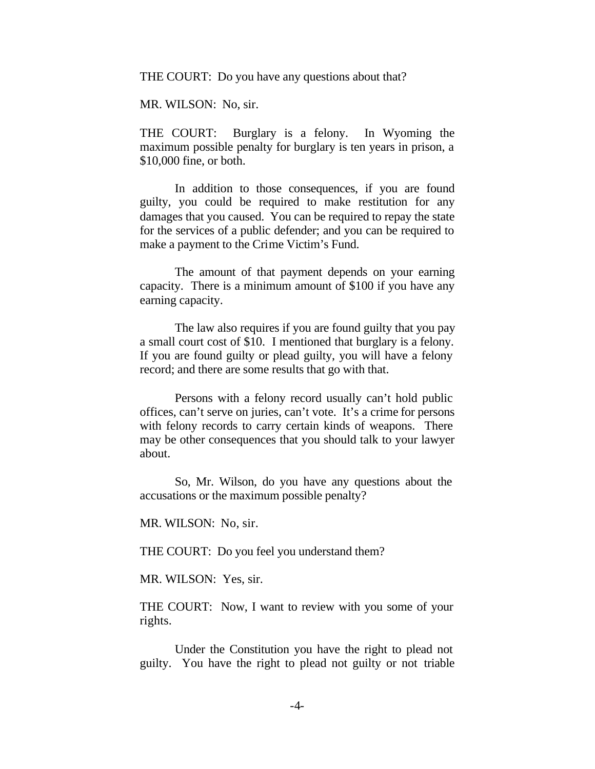THE COURT: Do you have any questions about that?

MR. WILSON: No, sir.

THE COURT: Burglary is a felony. In Wyoming the maximum possible penalty for burglary is ten years in prison, a $10,000 fine, or both.

In addition to those consequences, if you are found guilty, you could be required to make restitution for any damages that you caused. You can be required to repay the state for the services of a public defender; and you can be required to make a payment to the Crime Victim's Fund.

The amount of that payment depends on your earning capacity. There is a minimum amount of $100 if you have any earning capacity.

The law also requires if you are found guilty that you pay a small court cost of $10. I mentioned that burglary is a felony. If you are found guilty or plead guilty, you will have a felony record; and there are some results that go with that.

Persons with a felony record usually can't hold public offices, can't serve on juries, can't vote. It's a crime for persons with felony records to carry certain kinds of weapons. There may be other consequences that you should talk to your lawyer about.

So, Mr. Wilson, do you have any questions about the accusations or the maximum possible penalty?

MR. WILSON: No, sir.

THE COURT: Do you feel you understand them?

MR. WILSON: Yes, sir.

THE COURT: Now, I want to review with you some of your rights.

Under the Constitution you have the right to plead not guilty. You have the right to plead not guilty or not triable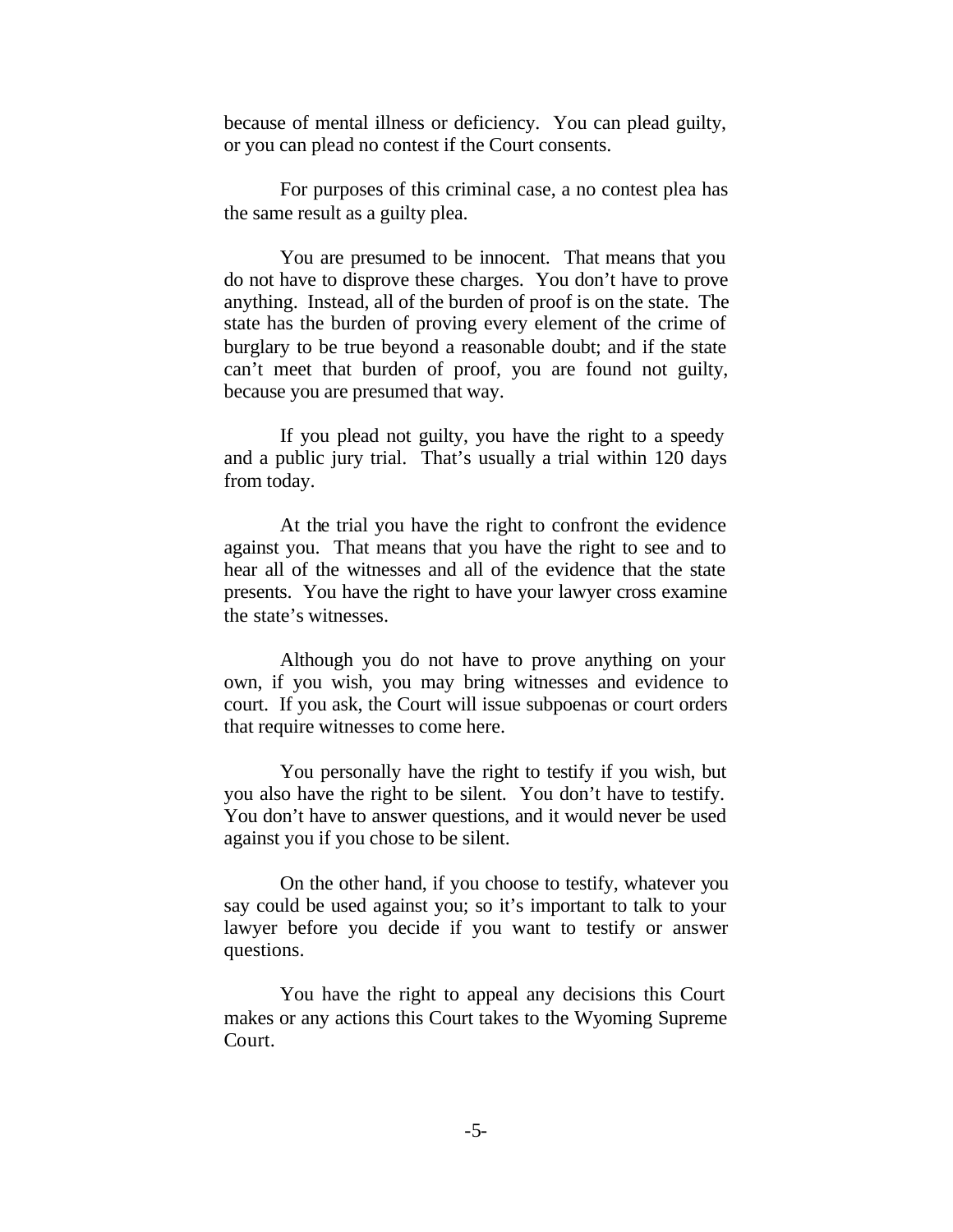because of mental illness or deficiency. You can plead guilty, or you can plead no contest if the Court consents.

For purposes of this criminal case, a no contest plea has the same result as a guilty plea.

You are presumed to be innocent. That means that you do not have to disprove these charges. You don't have to prove anything. Instead, all of the burden of proof is on the state. The state has the burden of proving every element of the crime of burglary to be true beyond a reasonable doubt; and if the state can't meet that burden of proof, you are found not guilty, because you are presumed that way.

If you plead not guilty, you have the right to a speedy and a public jury trial. That's usually a trial within 120 days from today.

At the trial you have the right to confront the evidence against you. That means that you have the right to see and to hear all of the witnesses and all of the evidence that the state presents. You have the right to have your lawyer cross examine the state's witnesses.

Although you do not have to prove anything on your own, if you wish, you may bring witnesses and evidence to court. If you ask, the Court will issue subpoenas or court orders that require witnesses to come here.

You personally have the right to testify if you wish, but you also have the right to be silent. You don't have to testify. You don't have to answer questions, and it would never be used against you if you chose to be silent.

On the other hand, if you choose to testify, whatever you say could be used against you; so it's important to talk to your lawyer before you decide if you want to testify or answer questions.

You have the right to appeal any decisions this Court makes or any actions this Court takes to the Wyoming Supreme Court.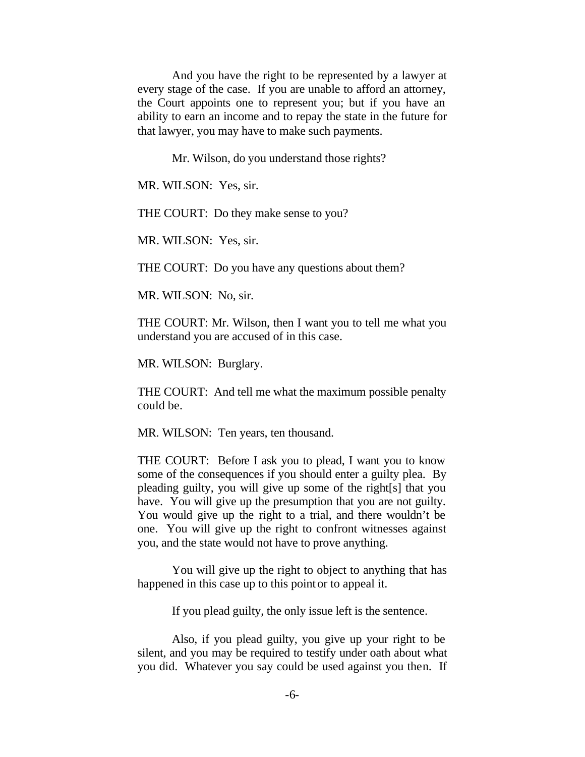And you have the right to be represented by a lawyer at every stage of the case. If you are unable to afford an attorney, the Court appoints one to represent you; but if you have an ability to earn an income and to repay the state in the future for that lawyer, you may have to make such payments.

Mr. Wilson, do you understand those rights?

MR. WILSON: Yes, sir.

THE COURT: Do they make sense to you?

MR. WILSON: Yes, sir.

THE COURT: Do you have any questions about them?

MR. WILSON: No, sir.

THE COURT: Mr. Wilson, then I want you to tell me what you understand you are accused of in this case.

MR. WILSON: Burglary.

THE COURT: And tell me what the maximum possible penalty could be.

MR. WILSON: Ten years, ten thousand.

THE COURT: Before I ask you to plead, I want you to know some of the consequences if you should enter a guilty plea. By pleading guilty, you will give up some of the right[s] that you have. You will give up the presumption that you are not guilty. You would give up the right to a trial, and there wouldn't be one. You will give up the right to confront witnesses against you, and the state would not have to prove anything.

You will give up the right to object to anything that has happened in this case up to this point or to appeal it.

If you plead guilty, the only issue left is the sentence.

Also, if you plead guilty, you give up your right to be silent, and you may be required to testify under oath about what you did. Whatever you say could be used against you then. If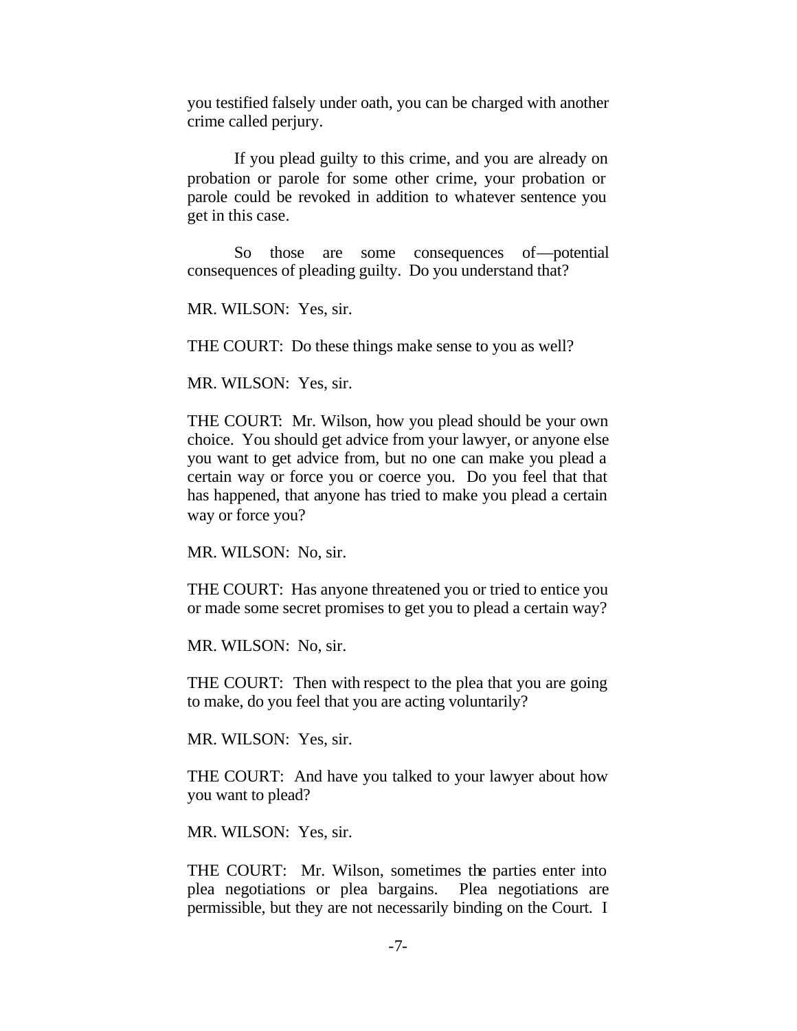you testified falsely under oath, you can be charged with another crime called perjury.

If you plead guilty to this crime, and you are already on probation or parole for some other crime, your probation or parole could be revoked in addition to whatever sentence you get in this case.

So those are some consequences of—potential consequences of pleading guilty. Do you understand that?

MR. WILSON: Yes, sir.

THE COURT: Do these things make sense to you as well?

MR. WILSON: Yes, sir.

THE COURT: Mr. Wilson, how you plead should be your own choice. You should get advice from your lawyer, or anyone else you want to get advice from, but no one can make you plead a certain way or force you or coerce you. Do you feel that that has happened, that anyone has tried to make you plead a certain way or force you?

MR. WILSON: No, sir.

THE COURT: Has anyone threatened you or tried to entice you or made some secret promises to get you to plead a certain way?

MR. WILSON: No, sir.

THE COURT: Then with respect to the plea that you are going to make, do you feel that you are acting voluntarily?

MR. WILSON: Yes, sir.

THE COURT: And have you talked to your lawyer about how you want to plead?

MR. WILSON: Yes, sir.

THE COURT: Mr. Wilson, sometimes the parties enter into plea negotiations or plea bargains. Plea negotiations are permissible, but they are not necessarily binding on the Court. I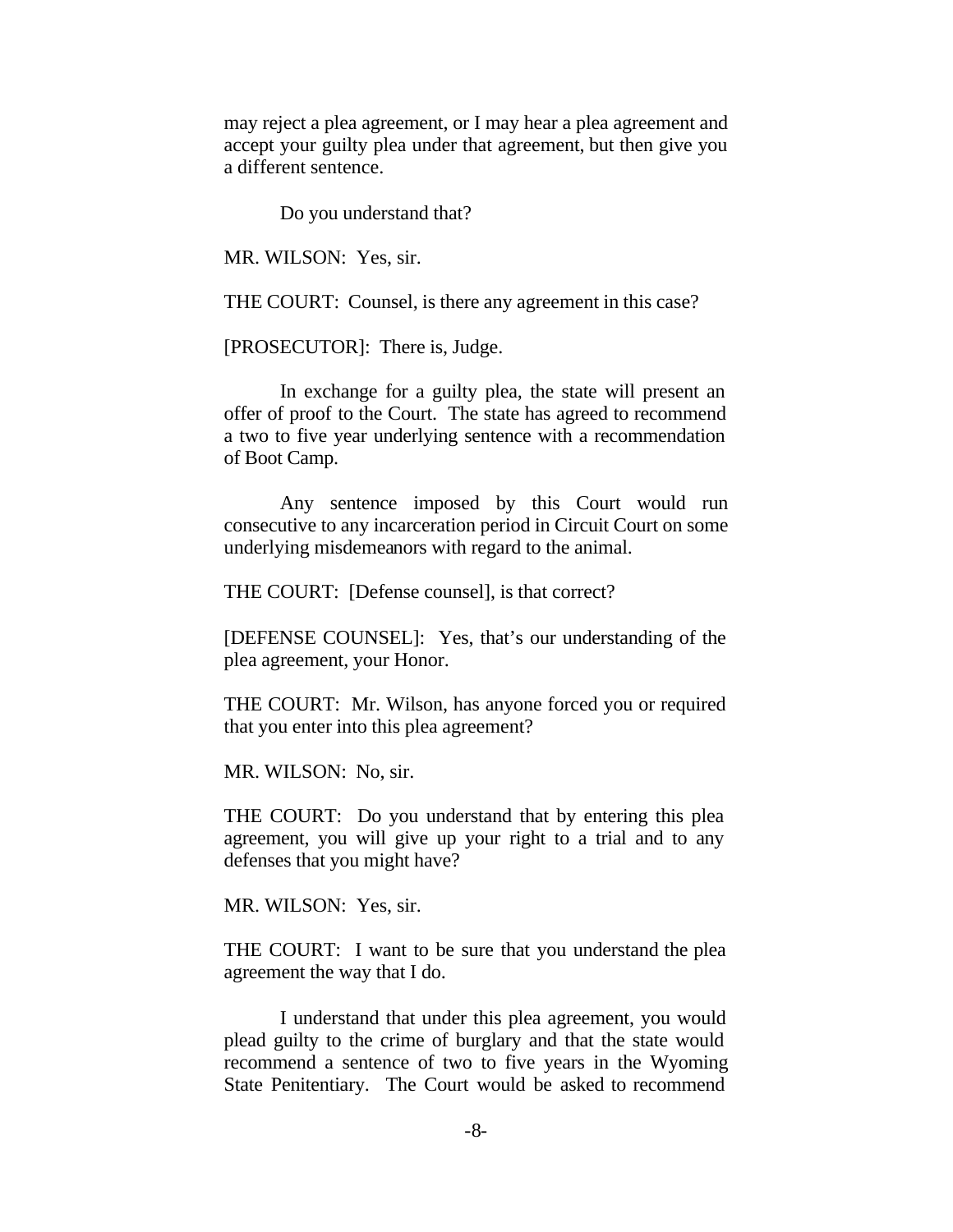may reject a plea agreement, or I may hear a plea agreement and accept your guilty plea under that agreement, but then give you a different sentence.

Do you understand that?

MR. WILSON: Yes, sir.

THE COURT: Counsel, is there any agreement in this case?

[PROSECUTOR]: There is, Judge.

In exchange for a guilty plea, the state will present an offer of proof to the Court. The state has agreed to recommend a two to five year underlying sentence with a recommendation of Boot Camp.

Any sentence imposed by this Court would run consecutive to any incarceration period in Circuit Court on some underlying misdemeanors with regard to the animal.

THE COURT: [Defense counsel], is that correct?

[DEFENSE COUNSEL]: Yes, that's our understanding of the plea agreement, your Honor.

THE COURT: Mr. Wilson, has anyone forced you or required that you enter into this plea agreement?

MR. WILSON: No, sir.

THE COURT: Do you understand that by entering this plea agreement, you will give up your right to a trial and to any defenses that you might have?

MR. WILSON: Yes, sir.

THE COURT: I want to be sure that you understand the plea agreement the way that I do.

I understand that under this plea agreement, you would plead guilty to the crime of burglary and that the state would recommend a sentence of two to five years in the Wyoming State Penitentiary. The Court would be asked to recommend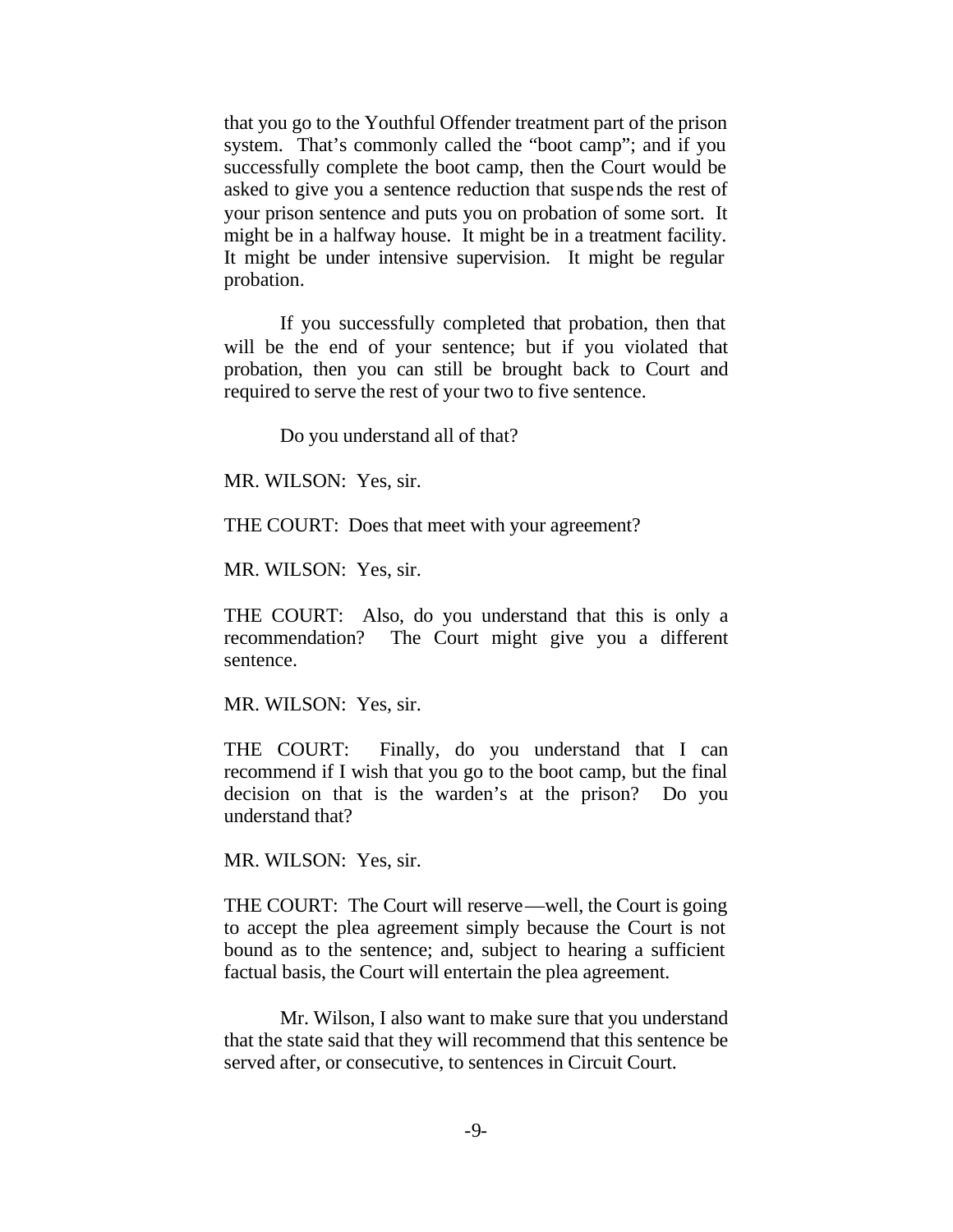that you go to the Youthful Offender treatment part of the prison system. That's commonly called the "boot camp"; and if you successfully complete the boot camp, then the Court would be asked to give you a sentence reduction that suspends the rest of your prison sentence and puts you on probation of some sort. It might be in a halfway house. It might be in a treatment facility. It might be under intensive supervision. It might be regular probation.

If you successfully completed that probation, then that will be the end of your sentence; but if you violated that probation, then you can still be brought back to Court and required to serve the rest of your two to five sentence.

Do you understand all of that?

MR. WILSON: Yes, sir.

THE COURT: Does that meet with your agreement?

MR. WILSON: Yes, sir.

THE COURT: Also, do you understand that this is only a recommendation? The Court might give you a different sentence.

MR. WILSON: Yes, sir.

THE COURT: Finally, do you understand that I can recommend if I wish that you go to the boot camp, but the final decision on that is the warden's at the prison? Do you understand that?

MR. WILSON: Yes, sir.

THE COURT: The Court will reserve—well, the Court is going to accept the plea agreement simply because the Court is not bound as to the sentence; and, subject to hearing a sufficient factual basis, the Court will entertain the plea agreement.

Mr. Wilson, I also want to make sure that you understand that the state said that they will recommend that this sentence be served after, or consecutive, to sentences in Circuit Court.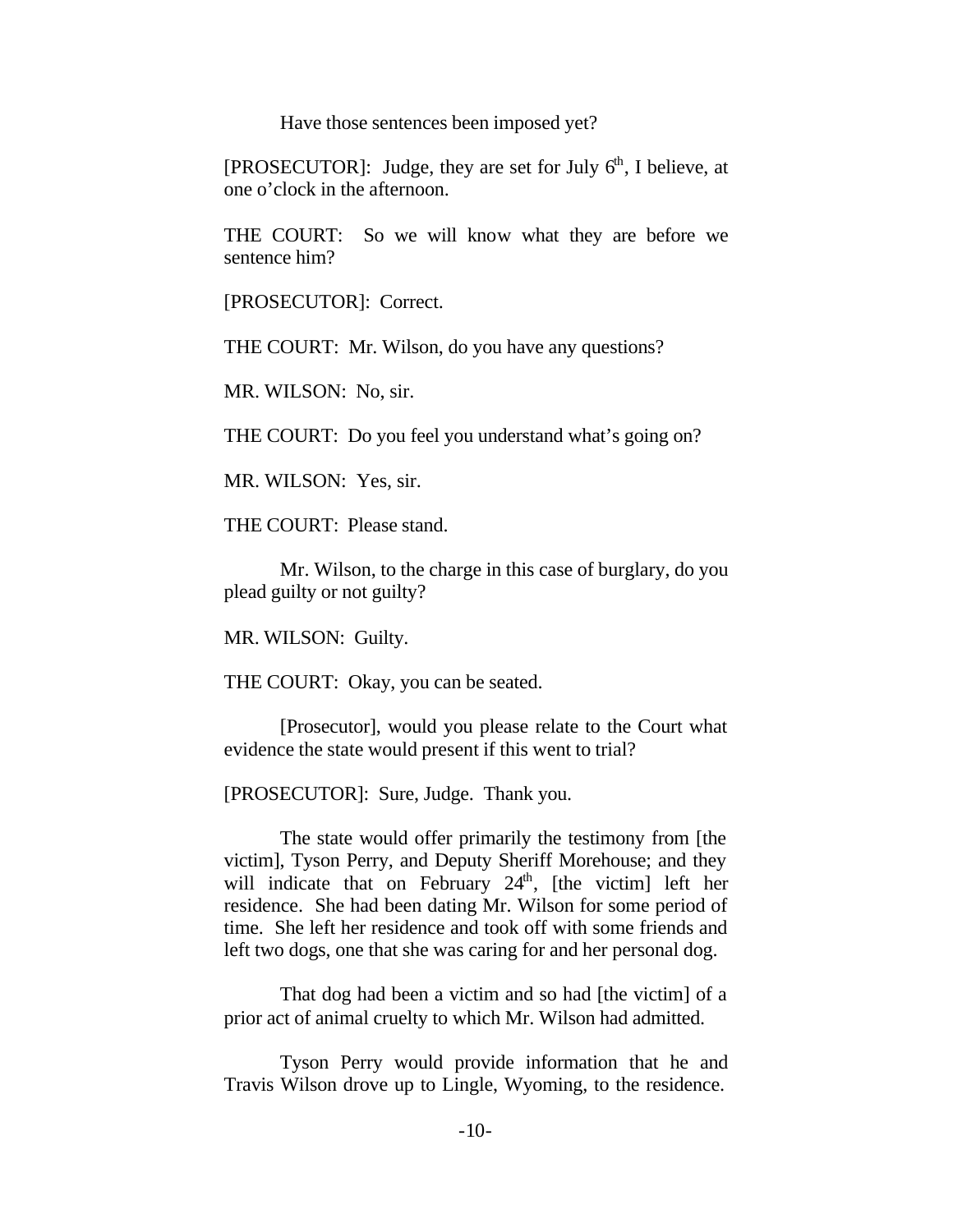Have those sentences been imposed yet?

[PROSECUTOR]: Judge, they are set for July 6th, I believe, at one o'clock in the afternoon.

THE COURT: So we will know what they are before we sentence him?

[PROSECUTOR]: Correct.

THE COURT: Mr. Wilson, do you have any questions?

MR. WILSON: No, sir.

THE COURT: Do you feel you understand what's going on?

MR. WILSON: Yes, sir.

THE COURT: Please stand.

Mr. Wilson, to the charge in this case of burglary, do you plead guilty or not guilty?

MR. WILSON: Guilty.

THE COURT: Okay, you can be seated.

[Prosecutor], would you please relate to the Court what evidence the state would present if this went to trial?

[PROSECUTOR]: Sure, Judge. Thank you.

The state would offer primarily the testimony from [the victim], Tyson Perry, and Deputy Sheriff Morehouse; and they will indicate that on February 24th, [the victim] left her residence. She had been dating Mr. Wilson for some period of time. She left her residence and took off with some friends and left two dogs, one that she was caring for and her personal dog.

That dog had been a victim and so had [the victim] of a prior act of animal cruelty to which Mr. Wilson had admitted.

Tyson Perry would provide information that he and Travis Wilson drove up to Lingle, Wyoming, to the residence.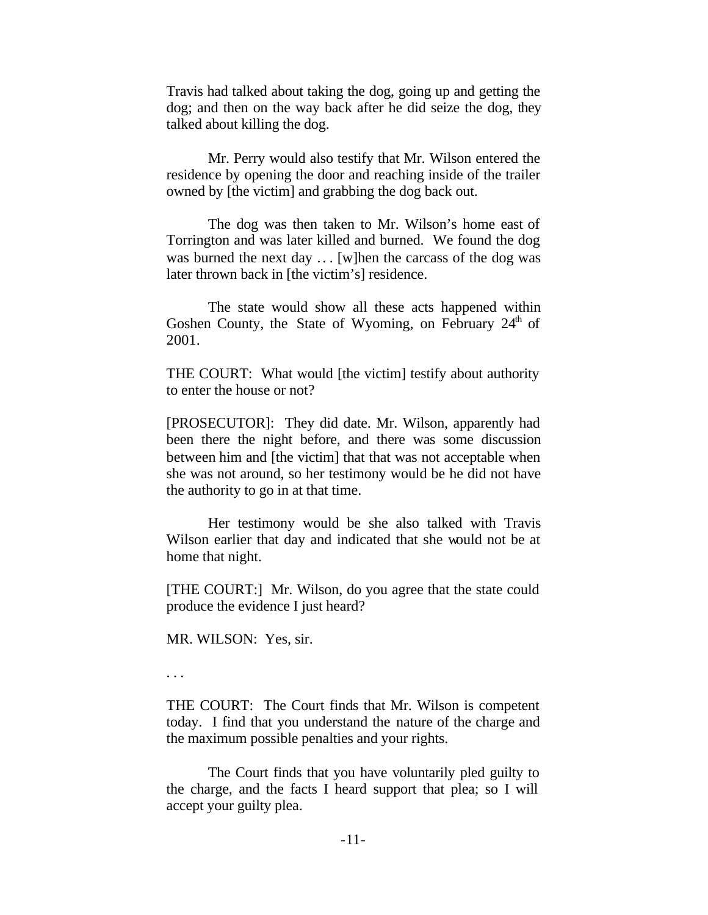Travis had talked about taking the dog, going up and getting the dog; and then on the way back after he did seize the dog, they talked about killing the dog.

Mr. Perry would also testify that Mr. Wilson entered the residence by opening the door and reaching inside of the trailer owned by [the victim] and grabbing the dog back out.

The dog was then taken to Mr. Wilson's home east of Torrington and was later killed and burned. We found the dog was burned the next day . . . [w]hen the carcass of the dog was later thrown back in [the victim's] residence.

The state would show all these acts happened within Goshen County, the State of Wyoming, on February 24th of 2001.

THE COURT: What would [the victim] testify about authority to enter the house or not?

[PROSECUTOR]: They did date. Mr. Wilson, apparently had been there the night before, and there was some discussion between him and [the victim] that that was not acceptable when she was not around, so her testimony would be he did not have the authority to go in at that time.

Her testimony would be she also talked with Travis Wilson earlier that day and indicated that she would not be at home that night.

[THE COURT:] Mr. Wilson, do you agree that the state could produce the evidence I just heard?

MR. WILSON: Yes, sir.

. . .

THE COURT: The Court finds that Mr. Wilson is competent today. I find that you understand the nature of the charge and the maximum possible penalties and your rights.

The Court finds that you have voluntarily pled guilty to the charge, and the facts I heard support that plea; so I will accept your guilty plea.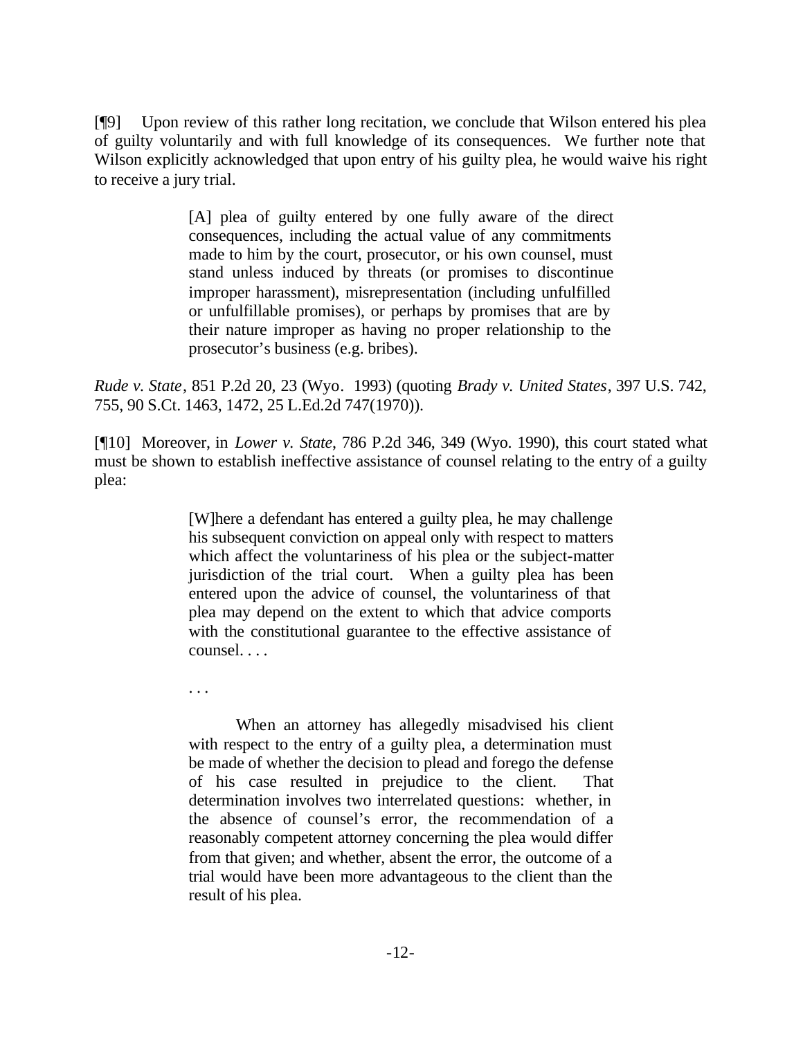[¶9] Upon review of this rather long recitation, we conclude that Wilson entered his plea of guilty voluntarily and with full knowledge of its consequences. We further note that Wilson explicitly acknowledged that upon entry of his guilty plea, he would waive his right to receive a jury trial.

> [A] plea of guilty entered by one fully aware of the direct consequences, including the actual value of any commitments made to him by the court, prosecutor, or his own counsel, must stand unless induced by threats (or promises to discontinue improper harassment), misrepresentation (including unfulfilled or unfulfillable promises), or perhaps by promises that are by their nature improper as having no proper relationship to the prosecutor's business (e.g. bribes).

*Rude v. State*, 851 P.2d 20, 23 (Wyo. 1993) (quoting *Brady v. United States*, 397 U.S. 742, 755, 90 S.Ct. 1463, 1472, 25 L.Ed.2d 747(1970)).

[¶10] Moreover, in *Lower v. State*, 786 P.2d 346, 349 (Wyo. 1990), this court stated what must be shown to establish ineffective assistance of counsel relating to the entry of a guilty plea:

> [W]here a defendant has entered a guilty plea, he may challenge his subsequent conviction on appeal only with respect to matters which affect the voluntariness of his plea or the subject-matter jurisdiction of the trial court. When a guilty plea has been entered upon the advice of counsel, the voluntariness of that plea may depend on the extent to which that advice comports with the constitutional guarantee to the effective assistance of counsel. . . .
>
> . . .
>
> When an attorney has allegedly misadvised his client with respect to the entry of a guilty plea, a determination must be made of whether the decision to plead and forego the defense of his case resulted in prejudice to the client. That determination involves two interrelated questions: whether, in the absence of counsel's error, the recommendation of a reasonably competent attorney concerning the plea would differ from that given; and whether, absent the error, the outcome of a trial would have been more advantageous to the client than the result of his plea.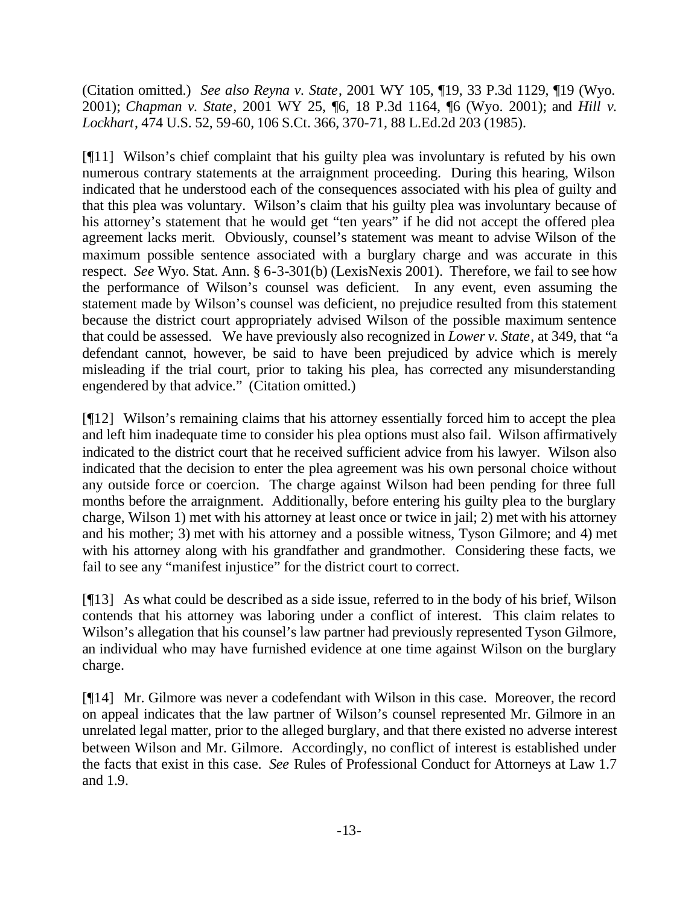(Citation omitted.) *See also Reyna v. State*, 2001 WY 105, ¶19, 33 P.3d 1129, ¶19 (Wyo. 2001); *Chapman v. State*, 2001 WY 25, ¶6, 18 P.3d 1164, ¶6 (Wyo. 2001); and *Hill v. Lockhart*, 474 U.S. 52, 59-60, 106 S.Ct. 366, 370-71, 88 L.Ed.2d 203 (1985).

[¶11] Wilson's chief complaint that his guilty plea was involuntary is refuted by his own numerous contrary statements at the arraignment proceeding. During this hearing, Wilson indicated that he understood each of the consequences associated with his plea of guilty and that this plea was voluntary. Wilson's claim that his guilty plea was involuntary because of his attorney's statement that he would get "ten years" if he did not accept the offered plea agreement lacks merit. Obviously, counsel's statement was meant to advise Wilson of the maximum possible sentence associated with a burglary charge and was accurate in this respect. *See* Wyo. Stat. Ann. § 6-3-301(b) (LexisNexis 2001). Therefore, we fail to see how the performance of Wilson's counsel was deficient. In any event, even assuming the statement made by Wilson's counsel was deficient, no prejudice resulted from this statement because the district court appropriately advised Wilson of the possible maximum sentence that could be assessed. We have previously also recognized in *Lower v. State*, at 349, that "a defendant cannot, however, be said to have been prejudiced by advice which is merely misleading if the trial court, prior to taking his plea, has corrected any misunderstanding engendered by that advice." (Citation omitted.)

[¶12] Wilson's remaining claims that his attorney essentially forced him to accept the plea and left him inadequate time to consider his plea options must also fail. Wilson affirmatively indicated to the district court that he received sufficient advice from his lawyer. Wilson also indicated that the decision to enter the plea agreement was his own personal choice without any outside force or coercion. The charge against Wilson had been pending for three full months before the arraignment. Additionally, before entering his guilty plea to the burglary charge, Wilson 1) met with his attorney at least once or twice in jail; 2) met with his attorney and his mother; 3) met with his attorney and a possible witness, Tyson Gilmore; and 4) met with his attorney along with his grandfather and grandmother. Considering these facts, we fail to see any "manifest injustice" for the district court to correct.

[¶13] As what could be described as a side issue, referred to in the body of his brief, Wilson contends that his attorney was laboring under a conflict of interest. This claim relates to Wilson's allegation that his counsel's law partner had previously represented Tyson Gilmore, an individual who may have furnished evidence at one time against Wilson on the burglary charge.

[¶14] Mr. Gilmore was never a codefendant with Wilson in this case. Moreover, the record on appeal indicates that the law partner of Wilson's counsel represented Mr. Gilmore in an unrelated legal matter, prior to the alleged burglary, and that there existed no adverse interest between Wilson and Mr. Gilmore. Accordingly, no conflict of interest is established under the facts that exist in this case. *See* Rules of Professional Conduct for Attorneys at Law 1.7 and 1.9.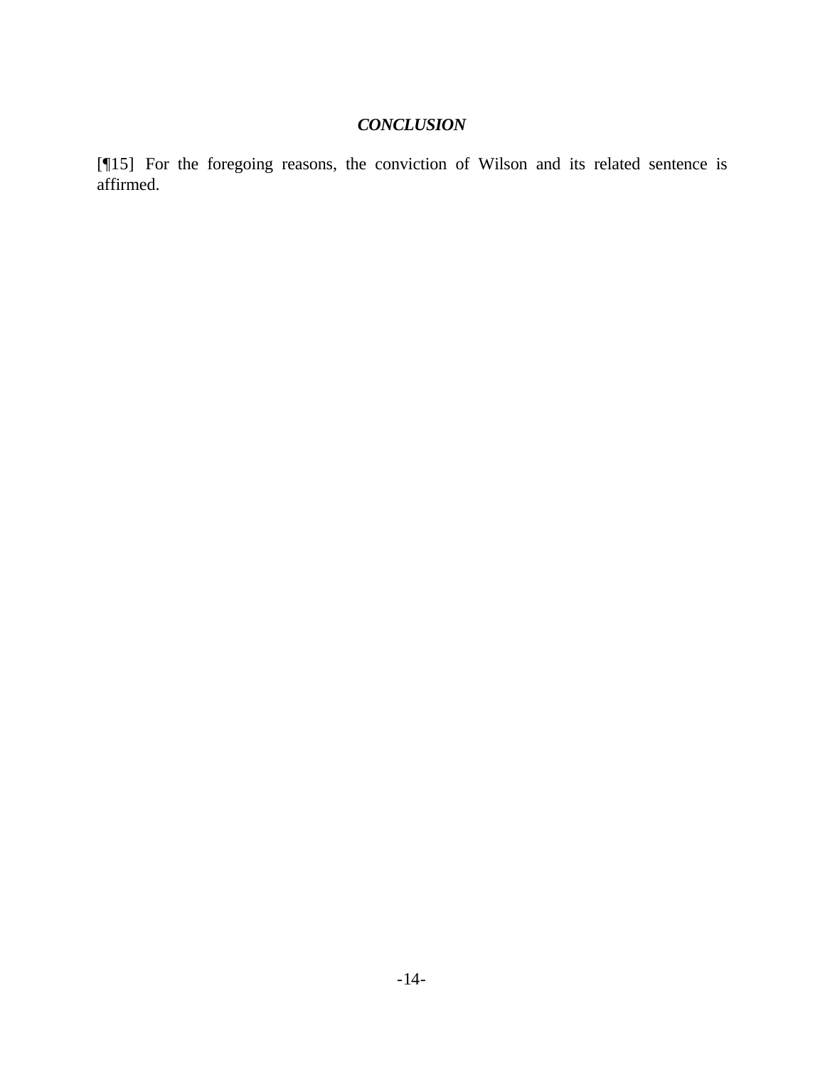## *CONCLUSION*

[¶15] For the foregoing reasons, the conviction of Wilson and its related sentence is affirmed.